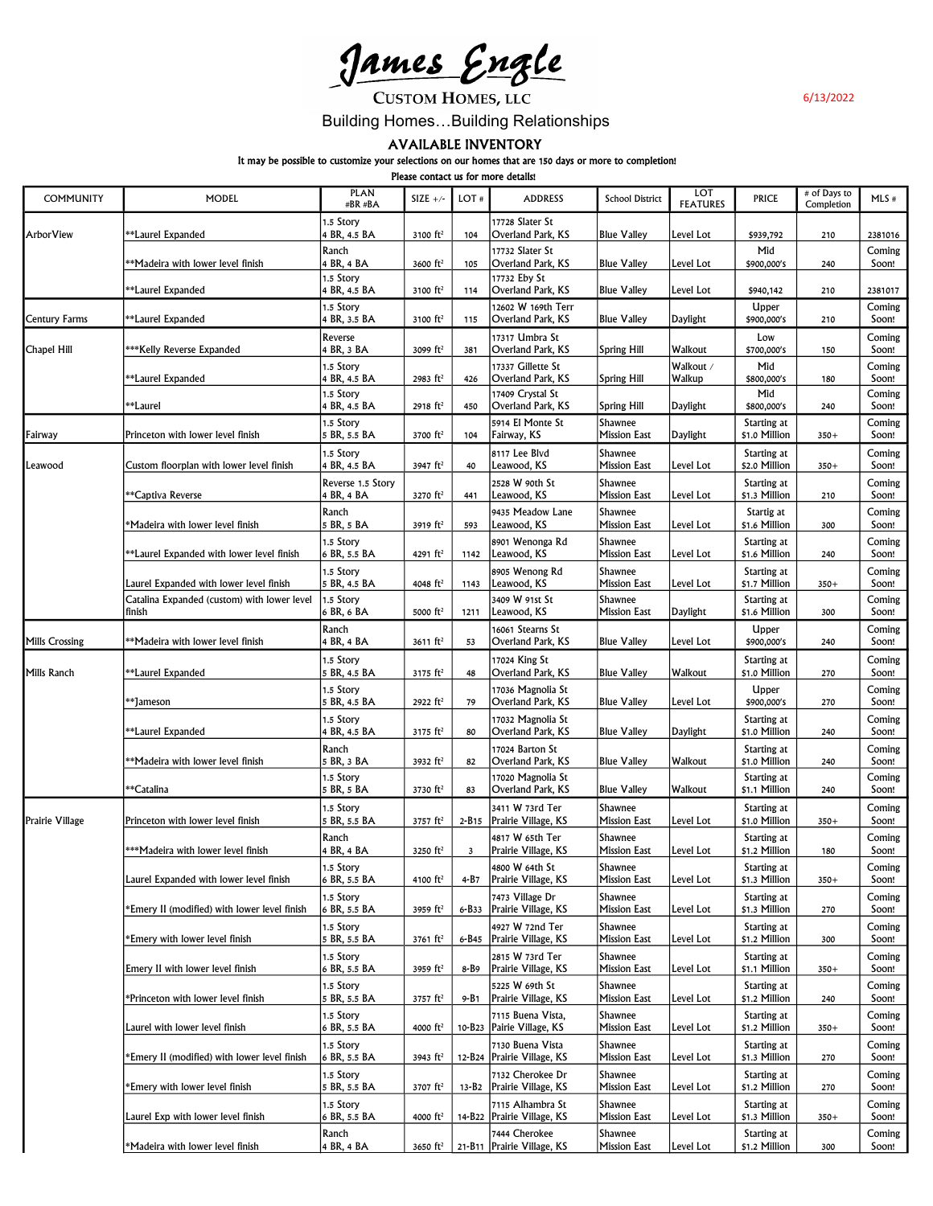# James Engle

**CUSTOM HOMES, LLC**

Building Homes…Building Relationships

6/13/2022

## AVAILABLE INVENTORY

**It may be possible to customize your selections on our homes that are 150 days or more to completion!**

**Please contact us for more details!**

| COMMUNITY | MODEL | PLAN #BR #BA | SIZE +/- | LOT # | ADDRESS | School District | LOT FEATURES | PRICE | # of Days to Completion | MLS # |
|---|---|---|---|---|---|---|---|---|---|---|
| ArborView | **Laurel Expanded | 1.5 Story 4 BR, 4.5 BA | 3100 ft² | 104 | 17728 Slater St Overland Park, KS | Blue Valley | Level Lot | $939,792 | 210 | 2381016 |
| | **Madeira with lower level finish | Ranch 4 BR, 4 BA | 3600 ft² | 105 | 17732 Slater St Overland Park, KS | Blue Valley | Level Lot | Mid $900,000's | 240 | Coming Soon! |
| | **Laurel Expanded | 1.5 Story 4 BR, 4.5 BA | 3100 ft² | 114 | 17732 Eby St Overland Park, KS | Blue Valley | Level Lot | $940,142 | 210 | 2381017 |
| Century Farms | **Laurel Expanded | 1.5 Story 4 BR, 3.5 BA | 3100 ft² | 115 | 12602 W 169th Terr Overland Park, KS | Blue Valley | Daylight | Upper $900,000's | 210 | Coming Soon! |
| Chapel Hill | ***Kelly Reverse Expanded | Reverse 4 BR, 3 BA | 3099 ft² | 381 | 17317 Umbra St Overland Park, KS | Spring Hill | Walkout | Low $700,000's | 150 | Coming Soon! |
| | **Laurel Expanded | 1.5 Story 4 BR, 4.5 BA | 2983 ft² | 426 | 17337 Gillette St Overland Park, KS | Spring Hill | Walkout / Walkup | Mid $800,000's | 180 | Coming Soon! |
| | **Laurel | 1.5 Story 4 BR, 4.5 BA | 2918 ft² | 450 | 17409 Crystal St Overland Park, KS | Spring Hill | Daylight | Mid $800,000's | 240 | Coming Soon! |
| Fairway | Princeton with lower level finish | 1.5 Story 5 BR, 5.5 BA | 3700 ft² | 104 | 5914 El Monte St Fairway, KS | Shawnee Mission East | Daylight | Starting at $1.0 Million | 350+ | Coming Soon! |
| Leawood | Custom floorplan with lower level finish | 1.5 Story 4 BR, 4.5 BA | 3947 ft² | 40 | 8117 Lee Blvd Leawood, KS | Shawnee Mission East | Level Lot | Starting at $2.0 Million | 350+ | Coming Soon! |
| | **Captiva Reverse | Reverse 1.5 Story 4 BR, 4 BA | 3270 ft² | 441 | 2528 W 90th St Leawood, KS | Shawnee Mission East | Level Lot | Starting at $1.3 Million | 210 | Coming Soon! |
| | *Madeira with lower level finish | Ranch 5 BR, 5 BA | 3919 ft² | 593 | 9435 Meadow Lane Leawood, KS | Shawnee Mission East | Level Lot | Startig at $1.6 Million | 300 | Coming Soon! |
| | **Laurel Expanded with lower level finish | 1.5 Story 6 BR, 5.5 BA | 4291 ft² | 1142 | 8901 Wenonga Rd Leawood, KS | Shawnee Mission East | Level Lot | Starting at $1.6 Million | 240 | Coming Soon! |
| | Laurel Expanded with lower level finish | 1.5 Story 5 BR, 4.5 BA | 4048 ft² | 1143 | 8905 Wenong Rd Leawood, KS | Shawnee Mission East | Level Lot | Starting at $1.7 Million | 350+ | Coming Soon! |
| | Catalina Expanded (custom) with lower level finish | 1.5 Story 6 BR, 6 BA | 5000 ft² | 1211 | 3409 W 91st St Leawood, KS | Shawnee Mission East | Daylight | Starting at $1.6 Million | 300 | Coming Soon! |
| Mills Crossing | **Madeira with lower level finish | Ranch 4 BR, 4 BA | 3611 ft² | 53 | 16061 Stearns St Overland Park, KS | Blue Valley | Level Lot | Upper $900,000's | 240 | Coming Soon! |
| Mills Ranch | **Laurel Expanded | 1.5 Story 5 BR, 4.5 BA | 3175 ft² | 48 | 17024 King St Overland Park, KS | Blue Valley | Walkout | Starting at $1.0 Million | 270 | Coming Soon! |
| | **Jameson | 1.5 Story 5 BR, 4.5 BA | 2922 ft² | 79 | 17036 Magnolia St Overland Park, KS | Blue Valley | Level Lot | Upper $900,000's | 270 | Coming Soon! |
| | **Laurel Expanded | 1.5 Story 4 BR, 4.5 BA | 3175 ft² | 80 | 17032 Magnolia St Overland Park, KS | Blue Valley | Daylight | Starting at $1.0 Million | 240 | Coming Soon! |
| | **Madeira with lower level finish | Ranch 5 BR, 3 BA | 3932 ft² | 82 | 17024 Barton St Overland Park, KS | Blue Valley | Walkout | Starting at $1.0 Million | 240 | Coming Soon! |
| | **Catalina | 1.5 Story 5 BR, 5 BA | 3730 ft² | 83 | 17020 Magnolia St Overland Park, KS | Blue Valley | Walkout | Starting at $1.1 Million | 240 | Coming Soon! |
| Prairie Village | Princeton with lower level finish | 1.5 Story 5 BR, 5.5 BA | 3757 ft² | 2-B15 | 3411 W 73rd Ter Prairie Village, KS | Shawnee Mission East | Level Lot | Starting at $1.0 Million | 350+ | Coming Soon! |
| | ***Madeira with lower level finish | Ranch 4 BR, 4 BA | 3250 ft² | 3 | 4817 W 65th Ter Prairie Village, KS | Shawnee Mission East | Level Lot | Starting at $1.2 Million | 180 | Coming Soon! |
| | Laurel Expanded with lower level finish | 1.5 Story 6 BR, 5.5 BA | 4100 ft² | 4-B7 | 4800 W 64th St Prairie Village, KS | Shawnee Mission East | Level Lot | Starting at $1.3 Million | 350+ | Coming Soon! |
| | *Emery II (modified) with lower level finish | 1.5 Story 6 BR, 5.5 BA | 3959 ft² | 6-B33 | 7473 Village Dr Prairie Village, KS | Shawnee Mission East | Level Lot | Starting at $1.3 Million | 270 | Coming Soon! |
| | *Emery with lower level finish | 1.5 Story 5 BR, 5.5 BA | 3761 ft² | 6-B45 | 4927 W 72nd Ter Prairie Village, KS | Shawnee Mission East | Level Lot | Starting at $1.2 Million | 300 | Coming Soon! |
| | Emery II with lower level finish | 1.5 Story 6 BR, 5.5 BA | 3959 ft² | 8-B9 | 2815 W 73rd Ter Prairie Village, KS | Shawnee Mission East | Level Lot | Starting at $1.1 Million | 350+ | Coming Soon! |
| | *Princeton with lower level finish | 1.5 Story 5 BR, 5.5 BA | 3757 ft² | 9-B1 | 5225 W 69th St Prairie Village, KS | Shawnee Mission East | Level Lot | Starting at $1.2 Million | 240 | Coming Soon! |
| | Laurel with lower level finish | 1.5 Story 6 BR, 5.5 BA | 4000 ft² | 10-B23 | 7115 Buena Vista, Pairie Village, KS | Shawnee Mission East | Level Lot | Starting at $1.2 Million | 350+ | Coming Soon! |
| | *Emery II (modified) with lower level finish | 1.5 Story 6 BR, 5.5 BA | 3943 ft² | 12-B24 | 7130 Buena Vista Prairie Village, KS | Shawnee Mission East | Level Lot | Starting at $1.3 Million | 270 | Coming Soon! |
| | *Emery with lower level finish | 1.5 Story 5 BR, 5.5 BA | 3707 ft² | 13-B2 | 7132 Cherokee Dr Prairie Village, KS | Shawnee Mission East | Level Lot | Starting at $1.2 Million | 270 | Coming Soon! |
| | Laurel Exp with lower level finish | 1.5 Story 6 BR, 5.5 BA | 4000 ft² | 14-B22 | 7115 Alhambra St Prairie Village, KS | Shawnee Mission East | Level Lot | Starting at $1.3 Million | 350+ | Coming Soon! |
| | *Madeira with lower level finish | Ranch 4 BR, 4 BA | 3650 ft² | 21-B11 | 7444 Cherokee Prairie Village, KS | Shawnee Mission East | Level Lot | Starting at $1.2 Million | 300 | Coming Soon! |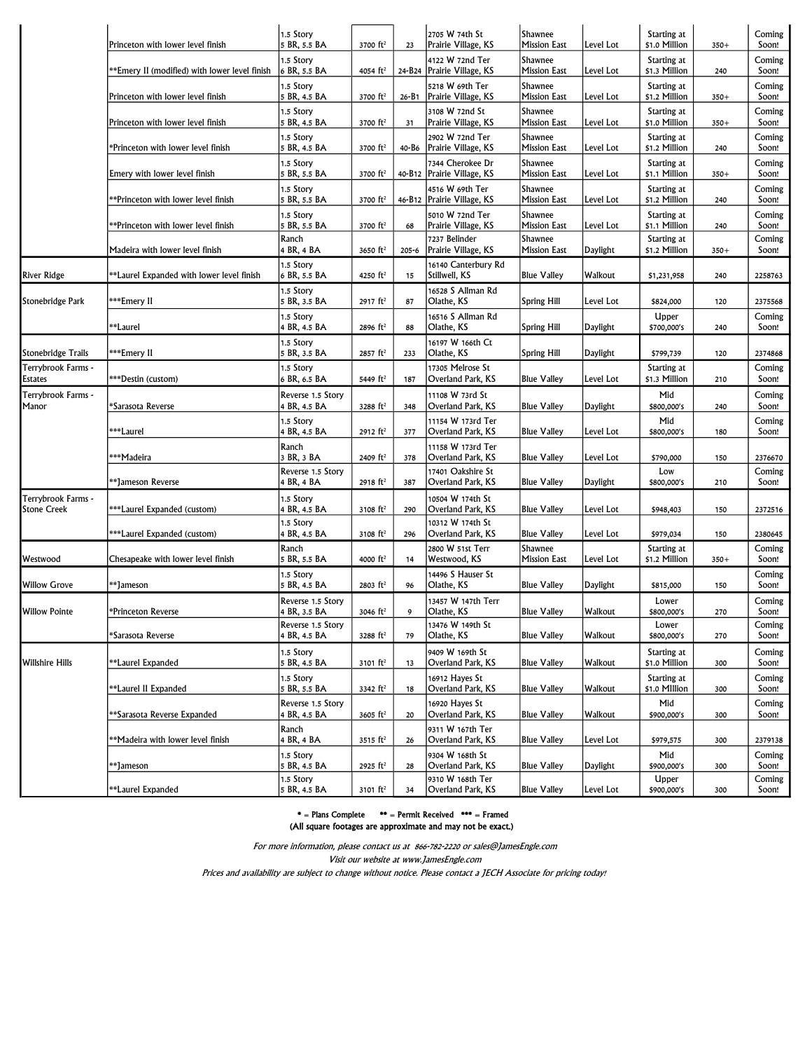| | | | | | | | | | | |
|---|---|---|---|---|---|---|---|---|---|---|
| | Princeton with lower level finish | 1.5 Story 5 BR, 5.5 BA | 3700 ft² | 23 | 2705 W 74th St Prairie Village, KS | Shawnee Mission East | Level Lot | Starting at $1.0 Million | 350+ | Coming Soon! |
| | **Emery II (modified) with lower level finish | 1.5 Story 6 BR, 5.5 BA | 4054 ft² | 24-B24 | 4122 W 72nd Ter Prairie Village, KS | Shawnee Mission East | Level Lot | Starting at $1.3 Million | 240 | Coming Soon! |
| | Princeton with lower level finish | 1.5 Story 5 BR, 5.5 BA | 3700 ft² | 26-B1 | 5218 W 69th Ter Prairie Village, KS | Shawnee Mission East | Level Lot | Starting at $1.2 Million | 350+ | Coming Soon! |
| | Princeton with lower level finish | 1.5 Story 5 BR, 4.5 BA | 3700 ft² | 31 | 3108 W 72nd St Prairie Village, KS | Shawnee Mission East | Level Lot | Starting at $1.0 Million | 350+ | Coming Soon! |
| | *Princeton with lower level finish | 1.5 Story 5 BR, 4.5 BA | 3700 ft² | 40-B6 | 2902 W 72nd Ter Prairie Village, KS | Shawnee Mission East | Level Lot | Starting at $1.2 Million | 240 | Coming Soon! |
| | Emery with lower level finish | 1.5 Story 5 BR, 5.5 BA | 3700 ft² | 40-B12 | 7344 Cherokee Dr Prairie Village, KS | Shawnee Mission East | Level Lot | Starting at $1.1 Million | 350+ | Coming Soon! |
| | **Princeton with lower level finish | 1.5 Story 5 BR, 5.5 BA | 3700 ft² | 46-B12 | 4516 W 69th Ter Prairie Village, KS | Shawnee Mission East | Level Lot | Starting at $1.2 Million | 240 | Coming Soon! |
| | **Princeton with lower level finish | 1.5 Story 5 BR, 5.5 BA | 3700 ft² | 68 | 5010 W 72nd Ter Prairie Village, KS | Shawnee Mission East | Level Lot | Starting at $1.1 Million | 240 | Coming Soon! |
| | Madeira with lower level finish | Ranch 4 BR, 4 BA | 3650 ft² | 205-6 | 7237 Belinder Prairie Village, KS | Shawnee Mission East | Daylight | Starting at $1.2 Million | 350+ | Coming Soon! |
| River Ridge | **Laurel Expanded with lower level finish | 1.5 Story 6 BR, 5.5 BA | 4250 ft² | 15 | 16140 Canterbury Rd Stillwell, KS | Blue Valley | Walkout | $1,231,958 | 240 | 2258763 |
| Stonebridge Park | ***Emery II | 1.5 Story 5 BR, 3.5 BA | 2917 ft² | 87 | 16528 S Allman Rd Olathe, KS | Spring Hill | Level Lot | $824,000 | 120 | 2375568 |
| | **Laurel | 1.5 Story 4 BR, 4.5 BA | 2896 ft² | 88 | 16516 S Allman Rd Olathe, KS | Spring Hill | Daylight | Upper $700,000's | 240 | Coming Soon! |
| Stonebridge Trails | ***Emery II | 1.5 Story 5 BR, 3.5 BA | 2857 ft² | 233 | 16197 W 166th Ct Olathe, KS | Spring Hill | Daylight | $799,739 | 120 | 2374868 |
| Terrybrook Farms - Estates | ***Destin (custom) | 1.5 Story 6 BR, 6.5 BA | 5449 ft² | 187 | 17305 Melrose St Overland Park, KS | Blue Valley | Level Lot | Starting at $1.3 Million | 210 | Coming Soon! |
| Terrybrook Farms - Manor | *Sarasota Reverse | Reverse 1.5 Story 4 BR, 4.5 BA | 3288 ft² | 348 | 11108 W 73rd St Overland Park, KS | Blue Valley | Daylight | Mid $800,000's | 240 | Coming Soon! |
| | ***Laurel | 1.5 Story 4 BR, 4.5 BA | 2912 ft² | 377 | 11154 W 173rd Ter Overland Park, KS | Blue Valley | Level Lot | Mid $800,000's | 180 | Coming Soon! |
| | ***Madeira | Ranch 3 BR, 3 BA | 2409 ft² | 378 | 11158 W 173rd Ter Overland Park, KS | Blue Valley | Level Lot | $790,000 | 150 | 2376670 |
| | **Jameson Reverse | Reverse 1.5 Story 4 BR, 4 BA | 2918 ft² | 387 | 17401 Oakshire St Overland Park, KS | Blue Valley | Daylight | Low $800,000's | 210 | Coming Soon! |
| Terrybrook Farms - Stone Creek | ***Laurel Expanded (custom) | 1.5 Story 4 BR, 4.5 BA | 3108 ft² | 290 | 10504 W 174th St Overland Park, KS | Blue Valley | Level Lot | $948,403 | 150 | 2372516 |
| | ***Laurel Expanded (custom) | 1.5 Story 4 BR, 4.5 BA | 3108 ft² | 296 | 10312 W 174th St Overland Park, KS | Blue Valley | Level Lot | $979,034 | 150 | 2380645 |
| Westwood | Chesapeake with lower level finish | Ranch 5 BR, 5.5 BA | 4000 ft² | 14 | 2800 W 51st Terr Westwood, KS | Shawnee Mission East | Level Lot | Starting at $1.2 Million | 350+ | Coming Soon! |
| Willow Grove | **Jameson | 1.5 Story 5 BR, 4.5 BA | 2803 ft² | 96 | 14496 S Hauser St Olathe, KS | Blue Valley | Daylight | $815,000 | 150 | Coming Soon! |
| Willow Pointe | *Princeton Reverse | Reverse 1.5 Story 4 BR, 3.5 BA | 3046 ft² | 9 | 13457 W 147th Terr Olathe, KS | Blue Valley | Walkout | Lower $800,000's | 270 | Coming Soon! |
| | *Sarasota Reverse | Reverse 1.5 Story 4 BR, 4.5 BA | 3288 ft² | 79 | 13476 W 149th St Olathe, KS | Blue Valley | Walkout | Lower $800,000's | 270 | Coming Soon! |
| Willshire Hills | **Laurel Expanded | 1.5 Story 5 BR, 4.5 BA | 3101 ft² | 13 | 9409 W 169th St Overland Park, KS | Blue Valley | Walkout | Starting at $1.0 Million | 300 | Coming Soon! |
| | **Laurel II Expanded | 1.5 Story 5 BR, 5.5 BA | 3342 ft² | 18 | 16912 Hayes St Overland Park, KS | Blue Valley | Walkout | Starting at $1.0 Million | 300 | Coming Soon! |
| | **Sarasota Reverse Expanded | Reverse 1.5 Story 4 BR, 4.5 BA | 3605 ft² | 20 | 16920 Hayes St Overland Park, KS | Blue Valley | Walkout | Mid $900,000's | 300 | Coming Soon! |
| | **Madeira with lower level finish | Ranch 4 BR, 4 BA | 3515 ft² | 26 | 9311 W 167th Ter Overland Park, KS | Blue Valley | Level Lot | $979,575 | 300 | 2379138 |
| | **Jameson | 1.5 Story 5 BR, 4.5 BA | 2925 ft² | 28 | 9304 W 168th St Overland Park, KS | Blue Valley | Daylight | Mid $900,000's | 300 | Coming Soon! |
| | **Laurel Expanded | 1.5 Story 5 BR, 4.5 BA | 3101 ft² | 34 | 9310 W 168th Ter Overland Park, KS | Blue Valley | Level Lot | Upper $900,000's | 300 | Coming Soon! |

**\* = Plans Complete  \*\* = Permit Received  \*\*\* = Framed**

**(All square footages are approximate and may not be exact.)**

*For more information, please contact us at 866-782-2220 or sales@JamesEngle.com*

*Visit our website at www.JamesEngle.com*

*Prices and availability are subject to change without notice. Please contact a JECH Associate for pricing today!*